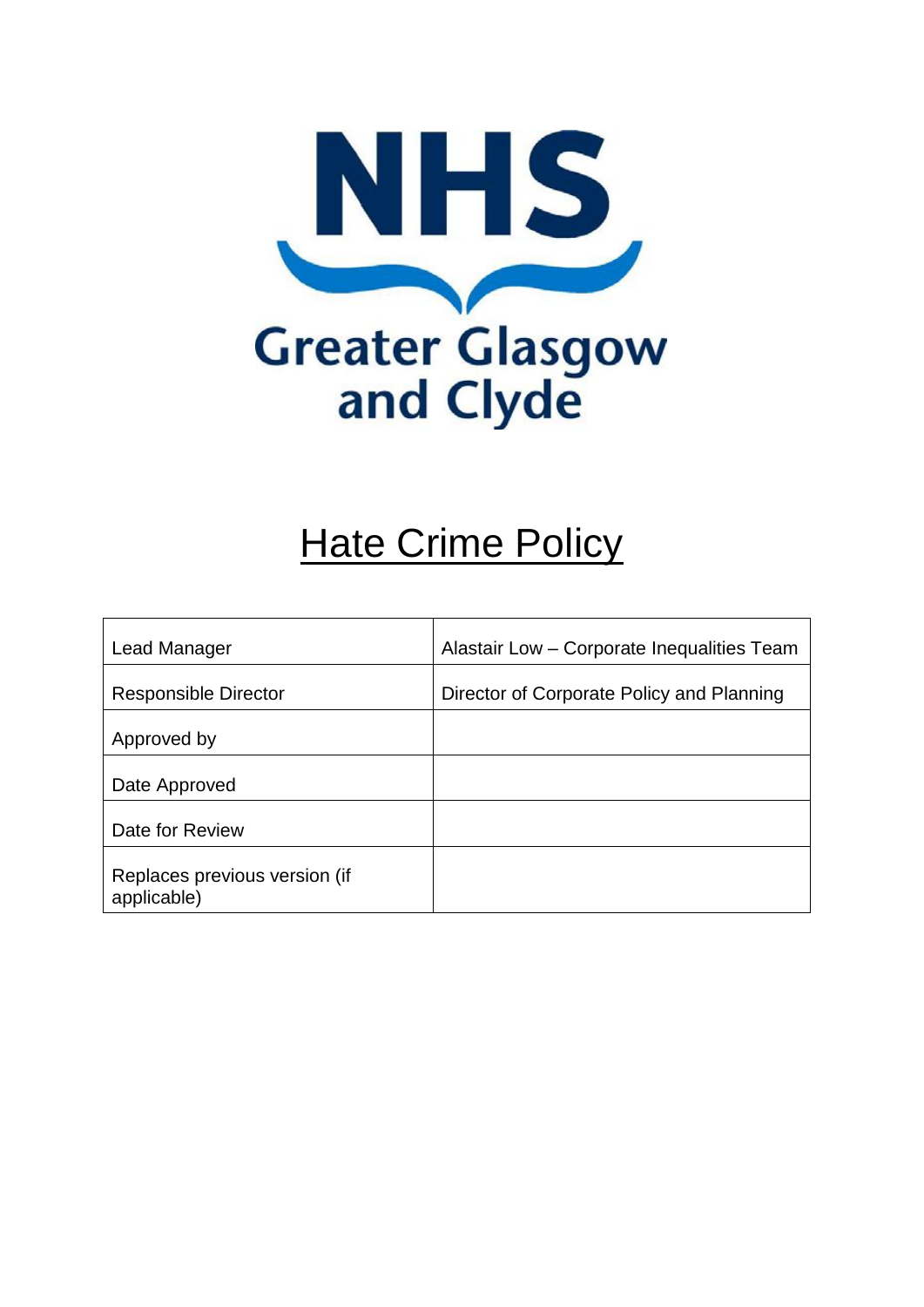NHS

Greater Glasgow and Clyde

# Hate Crime Policy

| Lead Manager | Alastair Low – Corporate Inequalities Team |
|---|---|
| Responsible Director | Director of Corporate Policy and Planning |
| Approved by | |
| Date Approved | |
| Date for Review | |
| Replaces previous version (if applicable) | |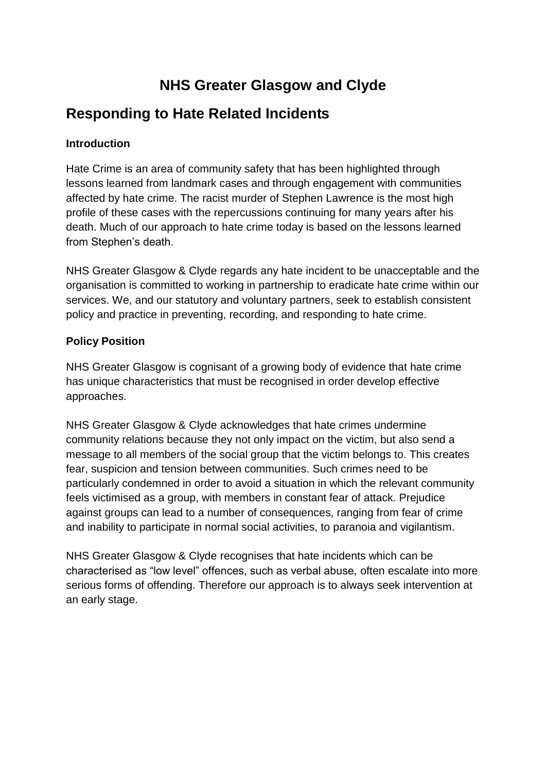# NHS Greater Glasgow and Clyde

## Responding to Hate Related Incidents

**Introduction**

Hate Crime is an area of community safety that has been highlighted through lessons learned from landmark cases and through engagement with communities affected by hate crime. The racist murder of Stephen Lawrence is the most high profile of these cases with the repercussions continuing for many years after his death. Much of our approach to hate crime today is based on the lessons learned from Stephen's death.

NHS Greater Glasgow & Clyde regards any hate incident to be unacceptable and the organisation is committed to working in partnership to eradicate hate crime within our services. We, and our statutory and voluntary partners, seek to establish consistent policy and practice in preventing, recording, and responding to hate crime.

**Policy Position**

NHS Greater Glasgow is cognisant of a growing body of evidence that hate crime has unique characteristics that must be recognised in order develop effective approaches.

NHS Greater Glasgow & Clyde acknowledges that hate crimes undermine community relations because they not only impact on the victim, but also send a message to all members of the social group that the victim belongs to. This creates fear, suspicion and tension between communities. Such crimes need to be particularly condemned in order to avoid a situation in which the relevant community feels victimised as a group, with members in constant fear of attack. Prejudice against groups can lead to a number of consequences, ranging from fear of crime and inability to participate in normal social activities, to paranoia and vigilantism.

NHS Greater Glasgow & Clyde recognises that hate incidents which can be characterised as "low level" offences, such as verbal abuse, often escalate into more serious forms of offending. Therefore our approach is to always seek intervention at an early stage.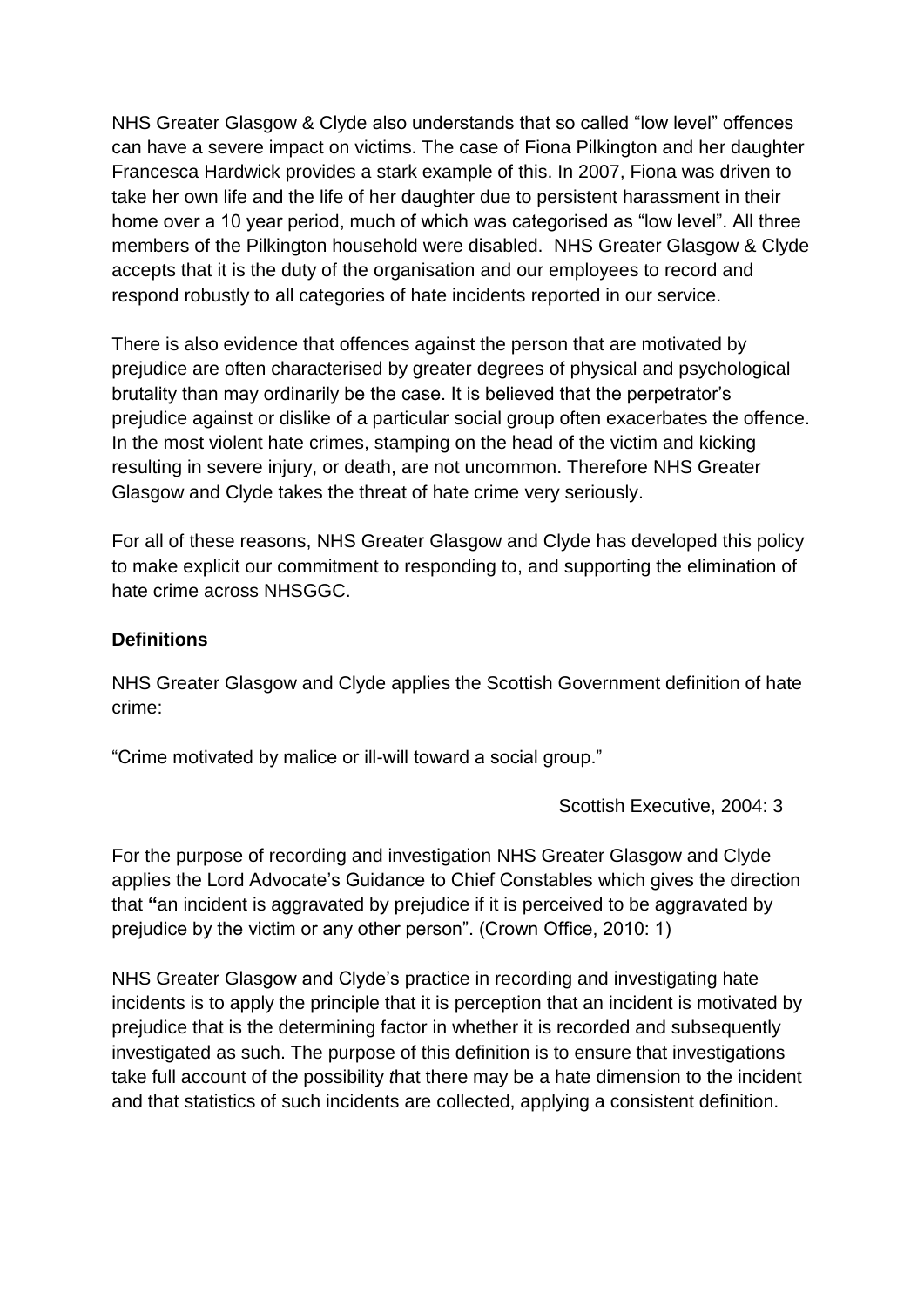NHS Greater Glasgow & Clyde also understands that so called "low level" offences can have a severe impact on victims. The case of Fiona Pilkington and her daughter Francesca Hardwick provides a stark example of this. In 2007, Fiona was driven to take her own life and the life of her daughter due to persistent harassment in their home over a 10 year period, much of which was categorised as "low level". All three members of the Pilkington household were disabled. NHS Greater Glasgow & Clyde accepts that it is the duty of the organisation and our employees to record and respond robustly to all categories of hate incidents reported in our service.

There is also evidence that offences against the person that are motivated by prejudice are often characterised by greater degrees of physical and psychological brutality than may ordinarily be the case. It is believed that the perpetrator's prejudice against or dislike of a particular social group often exacerbates the offence. In the most violent hate crimes, stamping on the head of the victim and kicking resulting in severe injury, or death, are not uncommon. Therefore NHS Greater Glasgow and Clyde takes the threat of hate crime very seriously.

For all of these reasons, NHS Greater Glasgow and Clyde has developed this policy to make explicit our commitment to responding to, and supporting the elimination of hate crime across NHSGGC.

**Definitions**

NHS Greater Glasgow and Clyde applies the Scottish Government definition of hate crime:

"Crime motivated by malice or ill-will toward a social group."

Scottish Executive, 2004: 3

For the purpose of recording and investigation NHS Greater Glasgow and Clyde applies the Lord Advocate's Guidance to Chief Constables which gives the direction that **"**an incident is aggravated by prejudice if it is perceived to be aggravated by prejudice by the victim or any other person". (Crown Office, 2010: 1)

NHS Greater Glasgow and Clyde's practice in recording and investigating hate incidents is to apply the principle that it is perception that an incident is motivated by prejudice that is the determining factor in whether it is recorded and subsequently investigated as such. The purpose of this definition is to ensure that investigations take full account of th*e* possibility *t*hat there may be a hate dimension to the incident and that statistics of such incidents are collected, applying a consistent definition.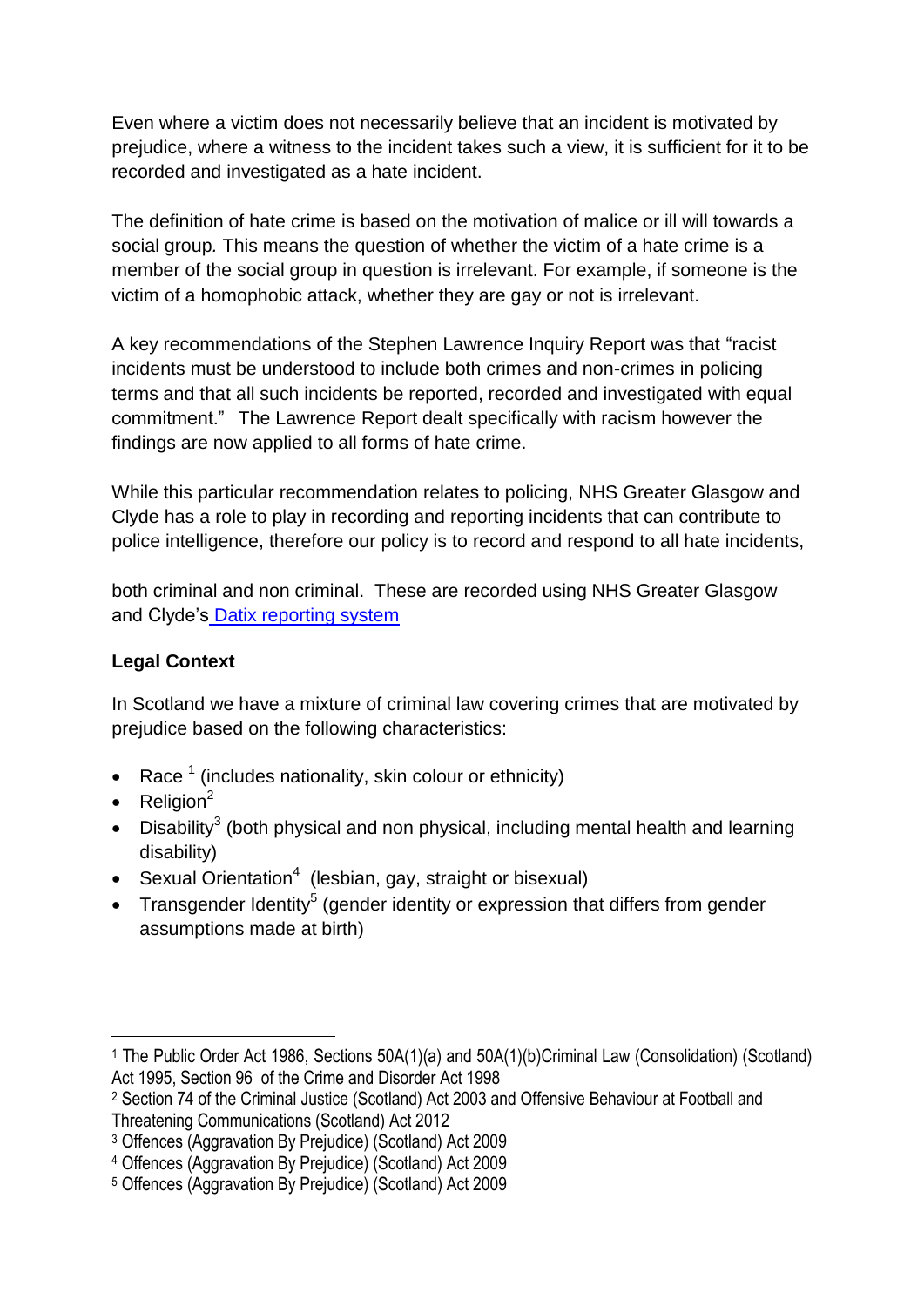Even where a victim does not necessarily believe that an incident is motivated by prejudice, where a witness to the incident takes such a view, it is sufficient for it to be recorded and investigated as a hate incident.

The definition of hate crime is based on the motivation of malice or ill will towards a social group. This means the question of whether the victim of a hate crime is a member of the social group in question is irrelevant. For example, if someone is the victim of a homophobic attack, whether they are gay or not is irrelevant.

A key recommendations of the Stephen Lawrence Inquiry Report was that "racist incidents must be understood to include both crimes and non-crimes in policing terms and that all such incidents be reported, recorded and investigated with equal commitment." The Lawrence Report dealt specifically with racism however the findings are now applied to all forms of hate crime.

While this particular recommendation relates to policing, NHS Greater Glasgow and Clyde has a role to play in recording and reporting incidents that can contribute to police intelligence, therefore our policy is to record and respond to all hate incidents, both criminal and non criminal. These are recorded using NHS Greater Glasgow and Clyde's Datix reporting system

**Legal Context**

In Scotland we have a mixture of criminal law covering crimes that are motivated by prejudice based on the following characteristics:

- Race [1] (includes nationality, skin colour or ethnicity)
- Religion[2]
- Disability[3] (both physical and non physical, including mental health and learning disability)
- Sexual Orientation[4] (lesbian, gay, straight or bisexual)
- Transgender Identity[5] (gender identity or expression that differs from gender assumptions made at birth)

---

[1] The Public Order Act 1986, Sections 50A(1)(a) and 50A(1)(b)Criminal Law (Consolidation) (Scotland) Act 1995, Section 96 of the Crime and Disorder Act 1998

[2] Section 74 of the Criminal Justice (Scotland) Act 2003 and Offensive Behaviour at Football and Threatening Communications (Scotland) Act 2012

[3] Offences (Aggravation By Prejudice) (Scotland) Act 2009

[4] Offences (Aggravation By Prejudice) (Scotland) Act 2009

[5] Offences (Aggravation By Prejudice) (Scotland) Act 2009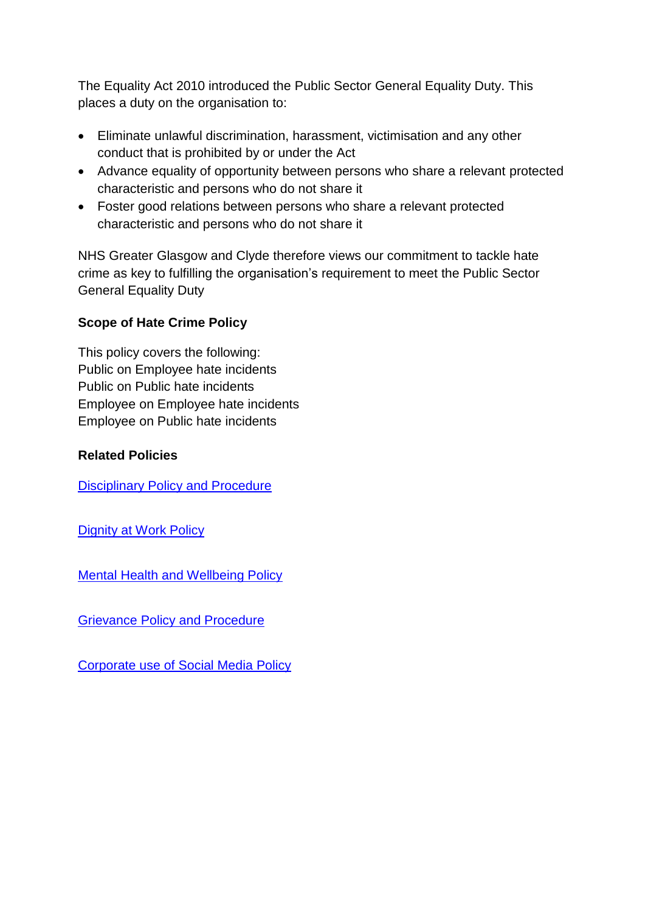The Equality Act 2010 introduced the Public Sector General Equality Duty. This places a duty on the organisation to:

- Eliminate unlawful discrimination, harassment, victimisation and any other conduct that is prohibited by or under the Act
- Advance equality of opportunity between persons who share a relevant protected characteristic and persons who do not share it
- Foster good relations between persons who share a relevant protected characteristic and persons who do not share it

NHS Greater Glasgow and Clyde therefore views our commitment to tackle hate crime as key to fulfilling the organisation's requirement to meet the Public Sector General Equality Duty

**Scope of Hate Crime Policy**

This policy covers the following:
Public on Employee hate incidents
Public on Public hate incidents
Employee on Employee hate incidents
Employee on Public hate incidents

**Related Policies**

Disciplinary Policy and Procedure

Dignity at Work Policy

Mental Health and Wellbeing Policy

Grievance Policy and Procedure

Corporate use of Social Media Policy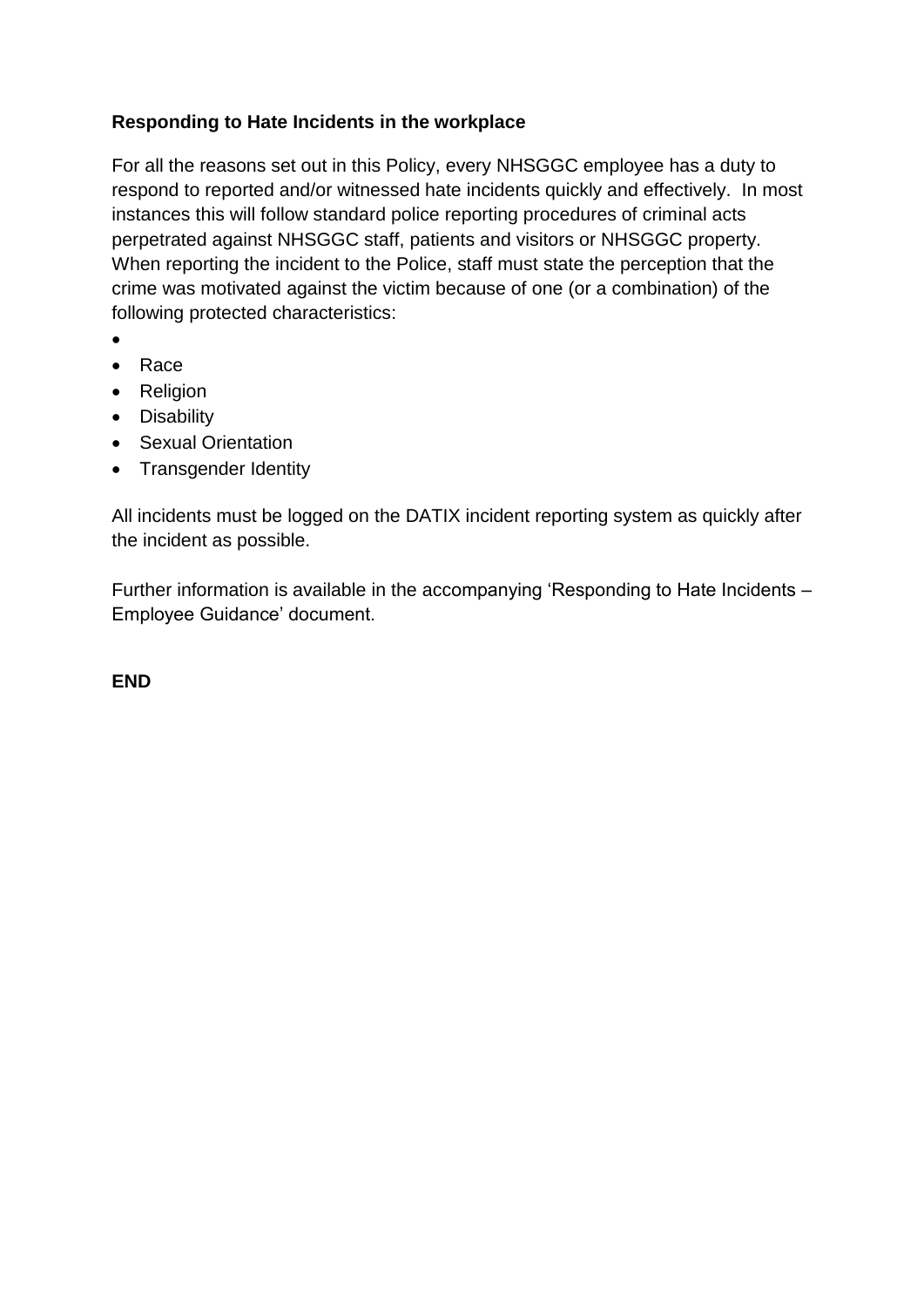**Responding to Hate Incidents in the workplace**

For all the reasons set out in this Policy, every NHSGGC employee has a duty to respond to reported and/or witnessed hate incidents quickly and effectively. In most instances this will follow standard police reporting procedures of criminal acts perpetrated against NHSGGC staff, patients and visitors or NHSGGC property. When reporting the incident to the Police, staff must state the perception that the crime was motivated against the victim because of one (or a combination) of the following protected characteristics:

- 
- Race
- Religion
- Disability
- Sexual Orientation
- Transgender Identity

All incidents must be logged on the DATIX incident reporting system as quickly after the incident as possible.

Further information is available in the accompanying 'Responding to Hate Incidents – Employee Guidance' document.

**END**